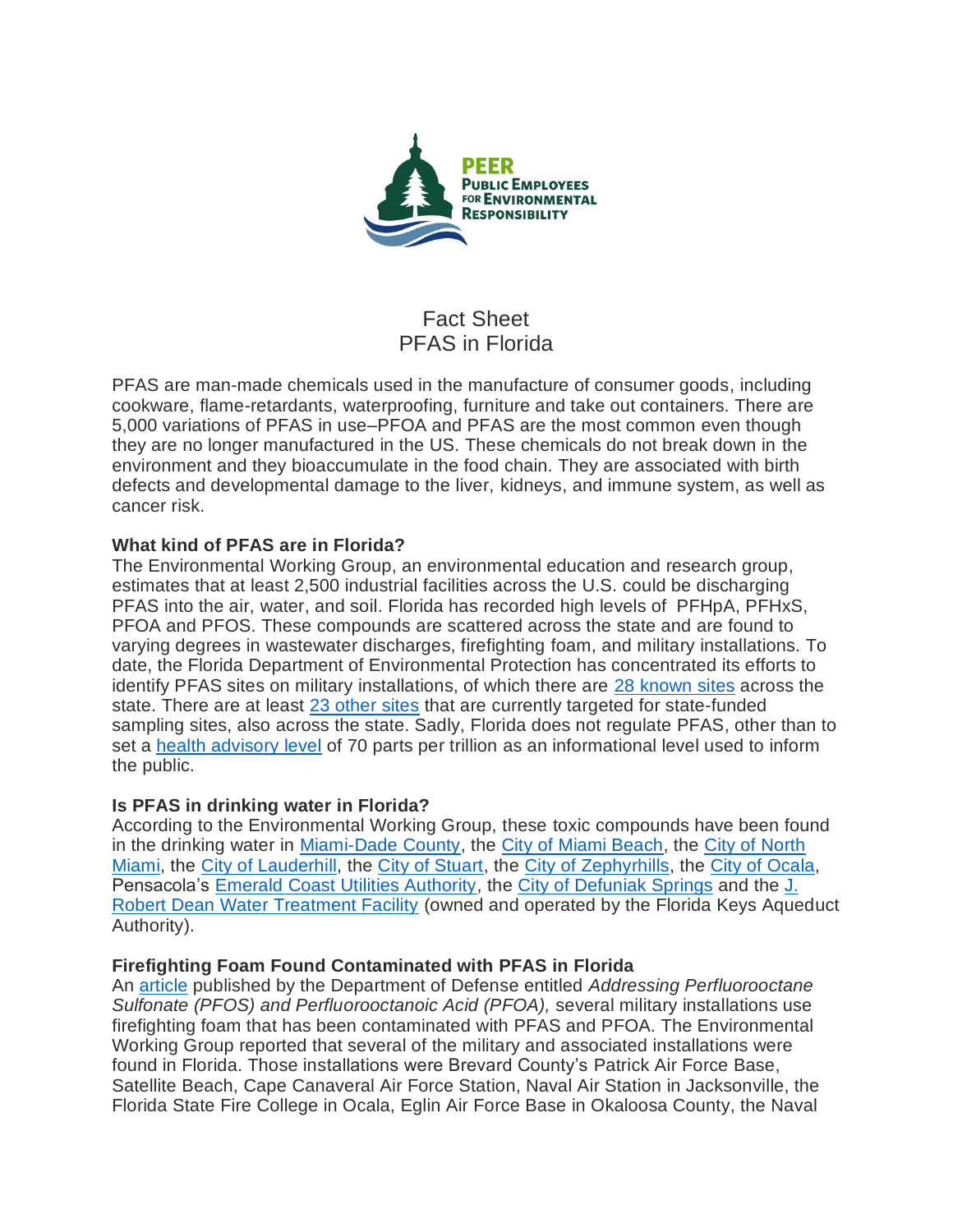PEER
PUBLIC EMPLOYEES FOR ENVIRONMENTAL RESPONSIBILITY

# Fact Sheet
# PFAS in Florida

PFAS are man-made chemicals used in the manufacture of consumer goods, including cookware, flame-retardants, waterproofing, furniture and take out containers. There are 5,000 variations of PFAS in use–PFOA and PFAS are the most common even though they are no longer manufactured in the US. These chemicals do not break down in the environment and they bioaccumulate in the food chain. They are associated with birth defects and developmental damage to the liver, kidneys, and immune system, as well as cancer risk.

**What kind of PFAS are in Florida?**
The Environmental Working Group, an environmental education and research group, estimates that at least 2,500 industrial facilities across the U.S. could be discharging PFAS into the air, water, and soil. Florida has recorded high levels of PFHpA, PFHxS, PFOA and PFOS. These compounds are scattered across the state and are found to varying degrees in wastewater discharges, firefighting foam, and military installations. To date, the Florida Department of Environmental Protection has concentrated its efforts to identify PFAS sites on military installations, of which there are 28 known sites across the state. There are at least 23 other sites that are currently targeted for state-funded sampling sites, also across the state. Sadly, Florida does not regulate PFAS, other than to set a health advisory level of 70 parts per trillion as an informational level used to inform the public.

**Is PFAS in drinking water in Florida?**
According to the Environmental Working Group, these toxic compounds have been found in the drinking water in Miami-Dade County, the City of Miami Beach, the City of North Miami, the City of Lauderhill, the City of Stuart, the City of Zephyrhills, the City of Ocala, Pensacola's Emerald Coast Utilities Authority, the City of Defuniak Springs and the J. Robert Dean Water Treatment Facility (owned and operated by the Florida Keys Aqueduct Authority).

**Firefighting Foam Found Contaminated with PFAS in Florida**
An article published by the Department of Defense entitled *Addressing Perfluorooctane Sulfonate (PFOS) and Perfluorooctanoic Acid (PFOA),* several military installations use firefighting foam that has been contaminated with PFAS and PFOA. The Environmental Working Group reported that several of the military and associated installations were found in Florida. Those installations were Brevard County's Patrick Air Force Base, Satellite Beach, Cape Canaveral Air Force Station, Naval Air Station in Jacksonville, the Florida State Fire College in Ocala, Eglin Air Force Base in Okaloosa County, the Naval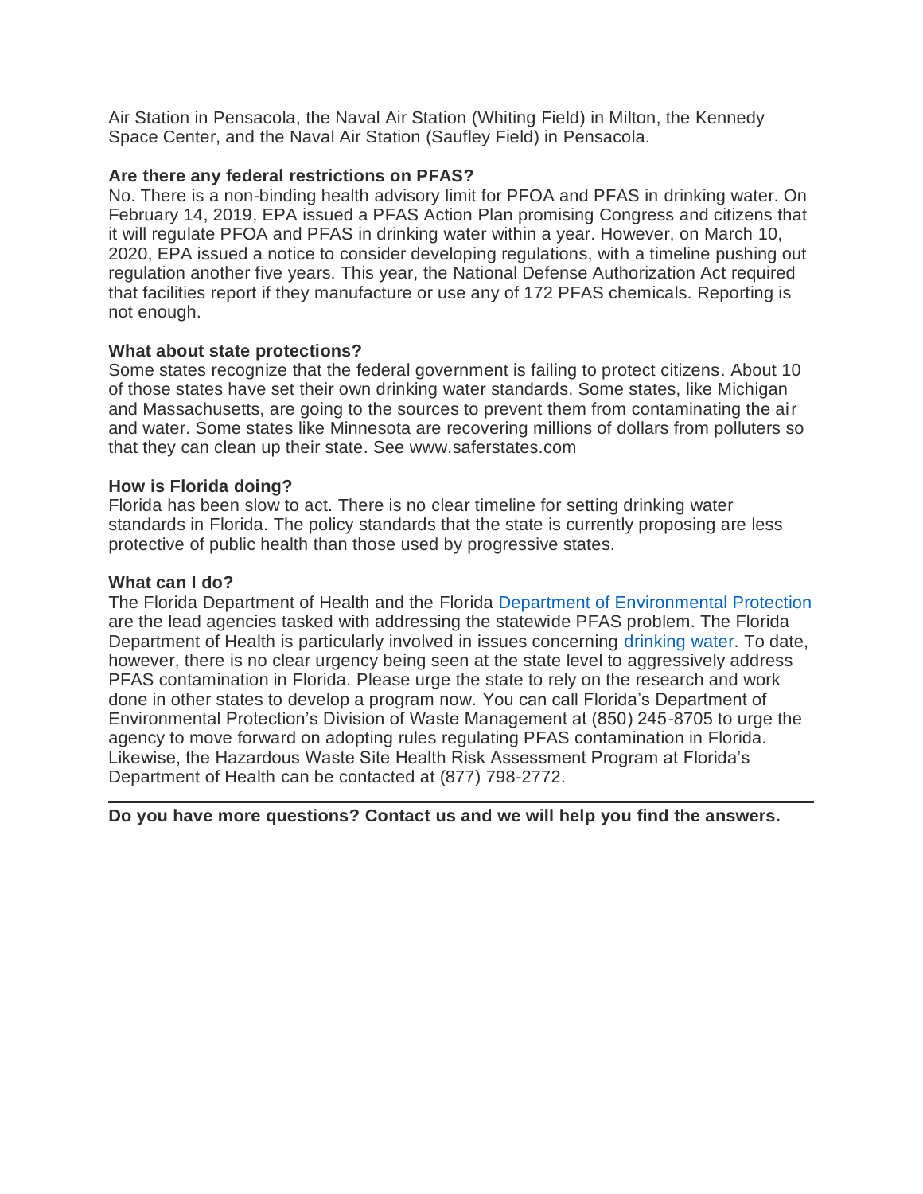Air Station in Pensacola, the Naval Air Station (Whiting Field) in Milton, the Kennedy Space Center, and the Naval Air Station (Saufley Field) in Pensacola.

**Are there any federal restrictions on PFAS?**

No. There is a non-binding health advisory limit for PFOA and PFAS in drinking water. On February 14, 2019, EPA issued a PFAS Action Plan promising Congress and citizens that it will regulate PFOA and PFAS in drinking water within a year. However, on March 10, 2020, EPA issued a notice to consider developing regulations, with a timeline pushing out regulation another five years. This year, the National Defense Authorization Act required that facilities report if they manufacture or use any of 172 PFAS chemicals. Reporting is not enough.

**What about state protections?**

Some states recognize that the federal government is failing to protect citizens. About 10 of those states have set their own drinking water standards. Some states, like Michigan and Massachusetts, are going to the sources to prevent them from contaminating the air and water. Some states like Minnesota are recovering millions of dollars from polluters so that they can clean up their state. See www.saferstates.com

**How is Florida doing?**

Florida has been slow to act. There is no clear timeline for setting drinking water standards in Florida. The policy standards that the state is currently proposing are less protective of public health than those used by progressive states.

**What can I do?**

The Florida Department of Health and the Florida [Department of Environmental Protection] are the lead agencies tasked with addressing the statewide PFAS problem. The Florida Department of Health is particularly involved in issues concerning [drinking water]. To date, however, there is no clear urgency being seen at the state level to aggressively address PFAS contamination in Florida. Please urge the state to rely on the research and work done in other states to develop a program now. You can call Florida's Department of Environmental Protection's Division of Waste Management at (850) 245-8705 to urge the agency to move forward on adopting rules regulating PFAS contamination in Florida. Likewise, the Hazardous Waste Site Health Risk Assessment Program at Florida's Department of Health can be contacted at (877) 798-2772.

---

**Do you have more questions? Contact us and we will help you find the answers.**